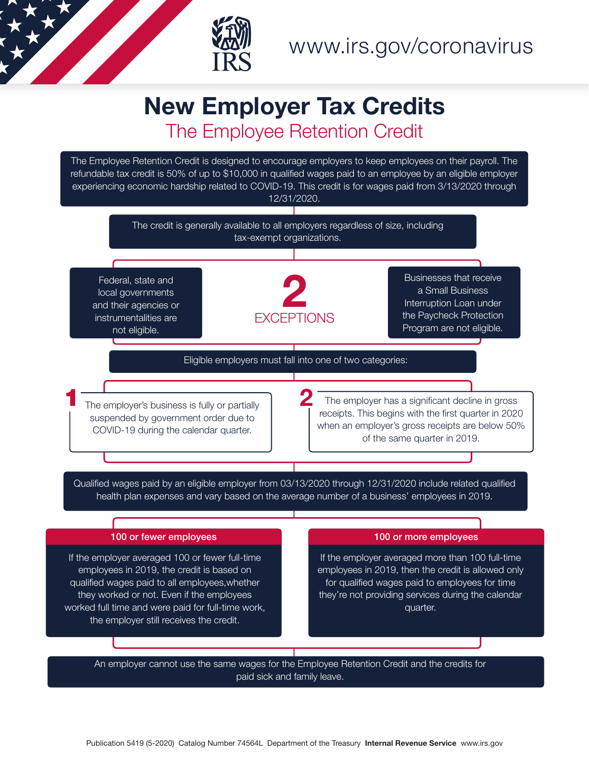www.irs.gov/coronavirus

# New Employer Tax Credits

## The Employee Retention Credit

The Employee Retention Credit is designed to encourage employers to keep employees on their payroll. The refundable tax credit is 50% of up to $10,000 in qualified wages paid to an employee by an eligible employer experiencing economic hardship related to COVID-19. This credit is for wages paid from 3/13/2020 through 12/31/2020.

The credit is generally available to all employers regardless of size, including tax-exempt organizations.

### 2 EXCEPTIONS

- Federal, state and local governments and their agencies or instrumentalities are not eligible.
- Businesses that receive a Small Business Interruption Loan under the Paycheck Protection Program are not eligible.

Eligible employers must fall into one of two categories:

1. The employer's business is fully or partially suspended by government order due to COVID-19 during the calendar quarter.
2. The employer has a significant decline in gross receipts. This begins with the first quarter in 2020 when an employer's gross receipts are below 50% of the same quarter in 2019.

Qualified wages paid by an eligible employer from 03/13/2020 through 12/31/2020 include related qualified health plan expenses and vary based on the average number of a business' employees in 2019.

**100 or fewer employees**

If the employer averaged 100 or fewer full-time employees in 2019, the credit is based on qualified wages paid to all employees,whether they worked or not. Even if the employees worked full time and were paid for full-time work, the employer still receives the credit.

**100 or more employees**

If the employer averaged more than 100 full-time employees in 2019, then the credit is allowed only for qualified wages paid to employees for time they're not providing services during the calendar quarter.

An employer cannot use the same wages for the Employee Retention Credit and the credits for paid sick and family leave.

Publication 5419 (5-2020) Catalog Number 74564L Department of the Treasury **Internal Revenue Service** www.irs.gov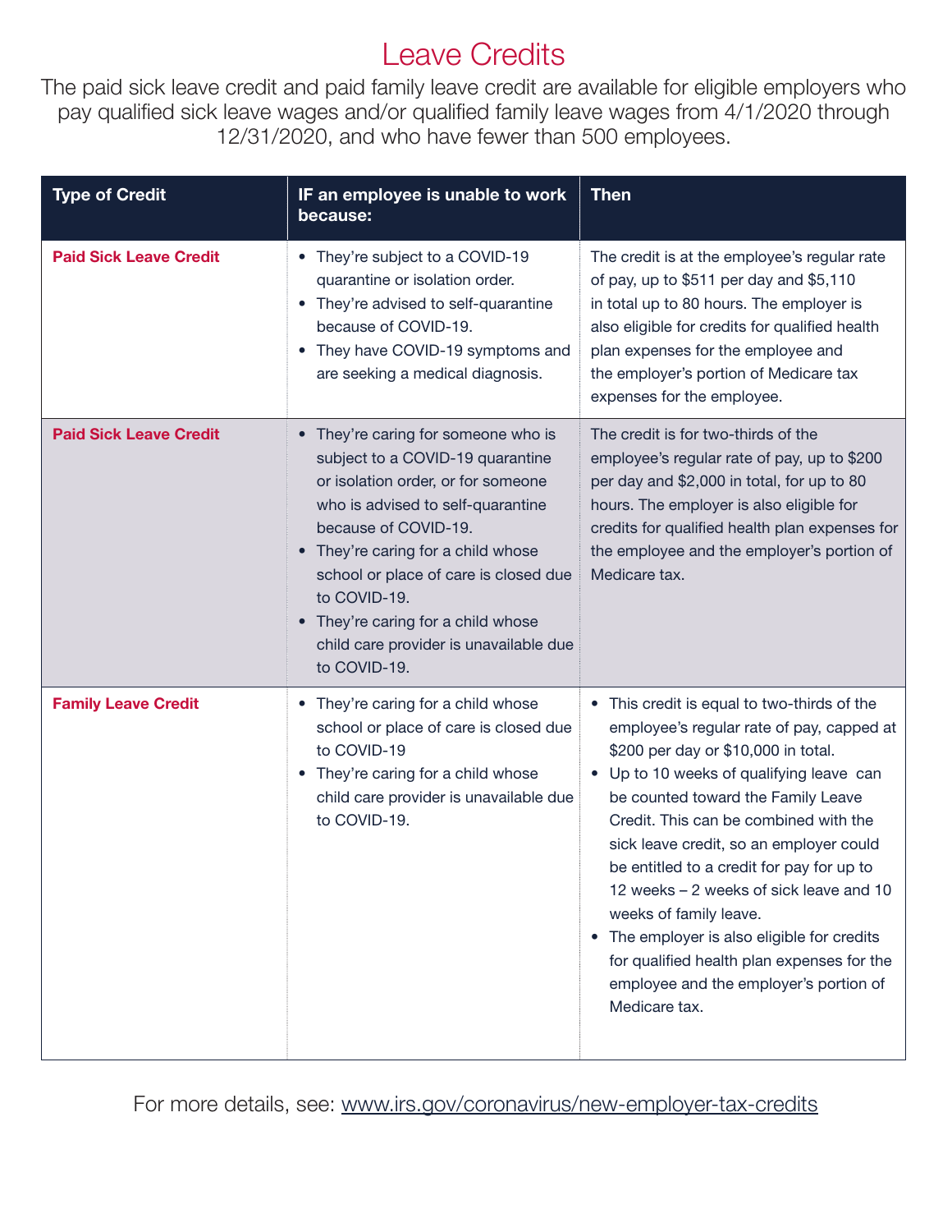# Leave Credits

The paid sick leave credit and paid family leave credit are available for eligible employers who pay qualified sick leave wages and/or qualified family leave wages from 4/1/2020 through 12/31/2020, and who have fewer than 500 employees.

| Type of Credit | IF an employee is unable to work because: | Then |
|---|---|---|
| **Paid Sick Leave Credit** | • They're subject to a COVID-19 quarantine or isolation order.<br>• They're advised to self-quarantine because of COVID-19.<br>• They have COVID-19 symptoms and are seeking a medical diagnosis. | The credit is at the employee's regular rate of pay, up to $511 per day and $5,110 in total up to 80 hours. The employer is also eligible for credits for qualified health plan expenses for the employee and the employer's portion of Medicare tax expenses for the employee. |
| **Paid Sick Leave Credit** | • They're caring for someone who is subject to a COVID-19 quarantine or isolation order, or for someone who is advised to self-quarantine because of COVID-19.<br>• They're caring for a child whose school or place of care is closed due to COVID-19.<br>• They're caring for a child whose child care provider is unavailable due to COVID-19. | The credit is for two-thirds of the employee's regular rate of pay, up to $200 per day and $2,000 in total, for up to 80 hours. The employer is also eligible for credits for qualified health plan expenses for the employee and the employer's portion of Medicare tax. |
| **Family Leave Credit** | • They're caring for a child whose school or place of care is closed due to COVID-19<br>• They're caring for a child whose child care provider is unavailable due to COVID-19. | • This credit is equal to two-thirds of the employee's regular rate of pay, capped at $200 per day or $10,000 in total.<br>• Up to 10 weeks of qualifying leave can be counted toward the Family Leave Credit. This can be combined with the sick leave credit, so an employer could be entitled to a credit for pay for up to 12 weeks – 2 weeks of sick leave and 10 weeks of family leave.<br>• The employer is also eligible for credits for qualified health plan expenses for the employee and the employer's portion of Medicare tax. |

For more details, see: www.irs.gov/coronavirus/new-employer-tax-credits